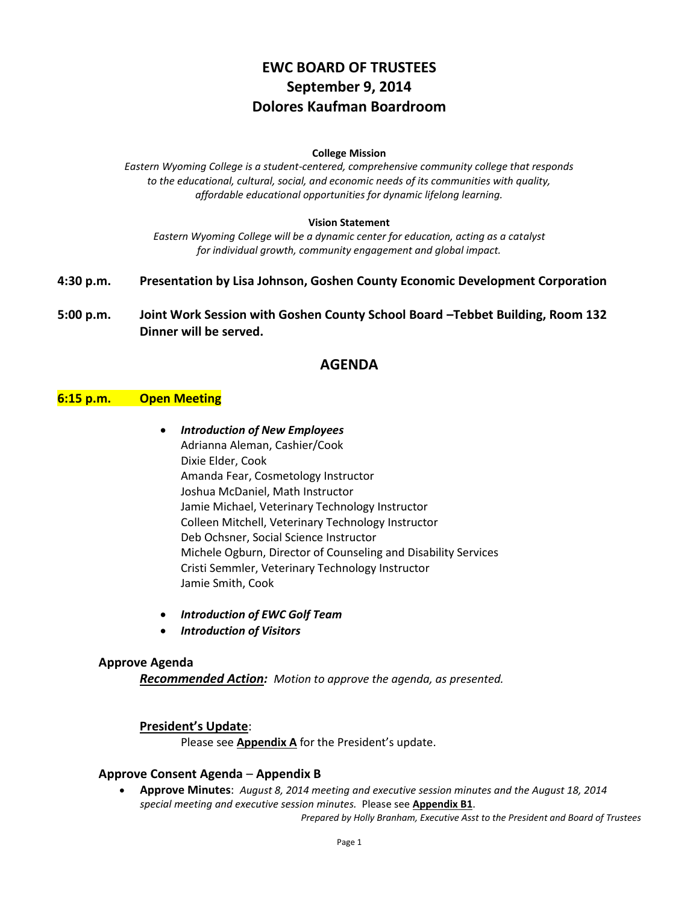# EWC BOARD OF TRUSTEES
# September 9, 2014
# Dolores Kaufman Boardroom

**College Mission**

*Eastern Wyoming College is a student-centered, comprehensive community college that responds to the educational, cultural, social, and economic needs of its communities with quality, affordable educational opportunities for dynamic lifelong learning.*

**Vision Statement**

*Eastern Wyoming College will be a dynamic center for education, acting as a catalyst for individual growth, community engagement and global impact.*

**4:30 p.m.** **Presentation by Lisa Johnson, Goshen County Economic Development Corporation**

**5:00 p.m.** **Joint Work Session with Goshen County School Board –Tebbet Building, Room 132**
**Dinner will be served.**

## AGENDA

### 6:15 p.m. Open Meeting

- ***Introduction of New Employees***
  Adrianna Aleman, Cashier/Cook
  Dixie Elder, Cook
  Amanda Fear, Cosmetology Instructor
  Joshua McDaniel, Math Instructor
  Jamie Michael, Veterinary Technology Instructor
  Colleen Mitchell, Veterinary Technology Instructor
  Deb Ochsner, Social Science Instructor
  Michele Ogburn, Director of Counseling and Disability Services
  Cristi Semmler, Veterinary Technology Instructor
  Jamie Smith, Cook

- ***Introduction of EWC Golf Team***
- ***Introduction of Visitors***

### Approve Agenda

***Recommended Action:*** *Motion to approve the agenda, as presented.*

**President's Update**:

Please see **Appendix A** for the President's update.

### Approve Consent Agenda – Appendix B

- **Approve Minutes**: *August 8, 2014 meeting and executive session minutes and the August 18, 2014 special meeting and executive session minutes.* Please see **Appendix B1**.

*Prepared by Holly Branham, Executive Asst to the President and Board of Trustees*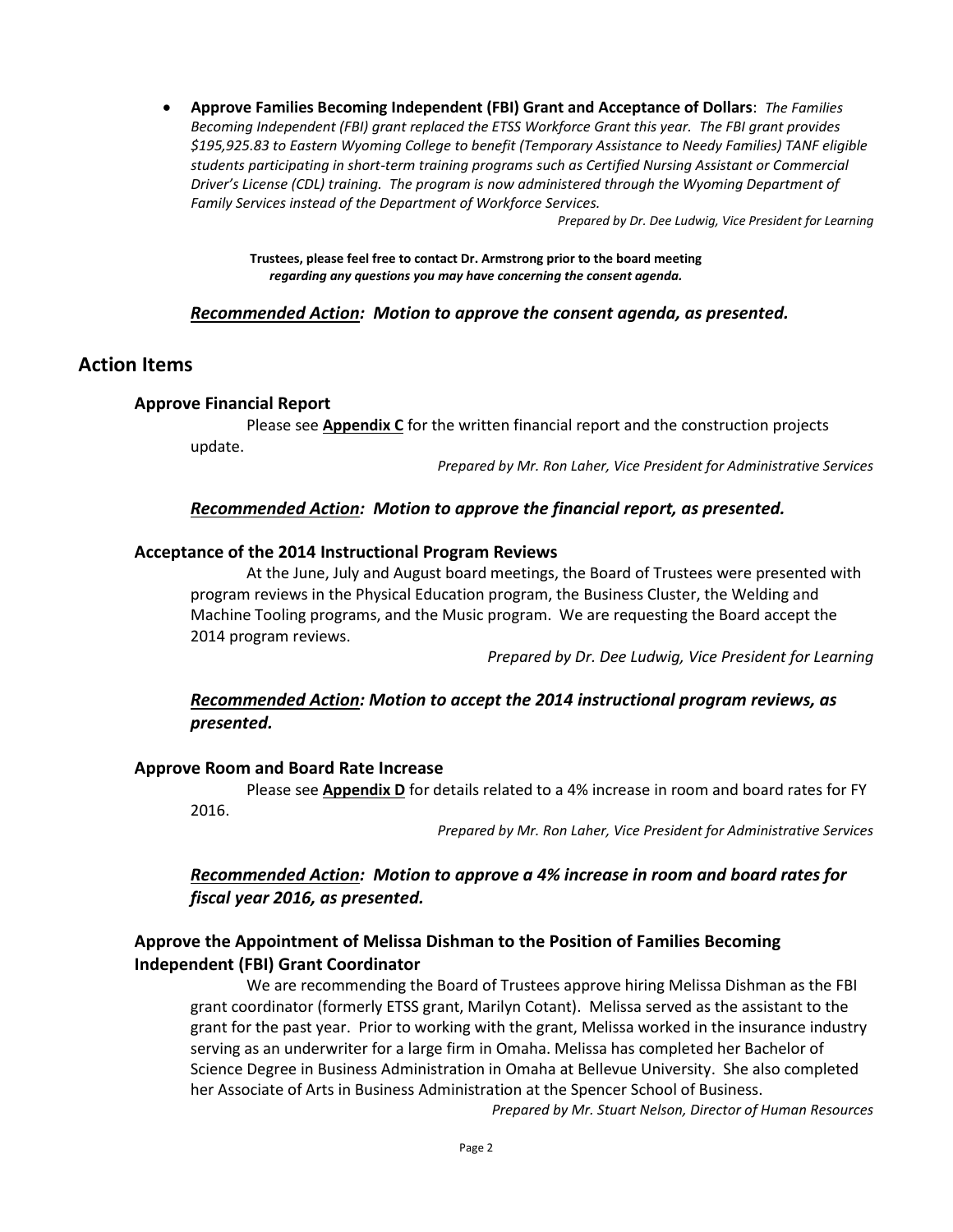- **Approve Families Becoming Independent (FBI) Grant and Acceptance of Dollars**: *The Families Becoming Independent (FBI) grant replaced the ETSS Workforce Grant this year. The FBI grant provides $195,925.83 to Eastern Wyoming College to benefit (Temporary Assistance to Needy Families) TANF eligible students participating in short-term training programs such as Certified Nursing Assistant or Commercial Driver's License (CDL) training. The program is now administered through the Wyoming Department of Family Services instead of the Department of Workforce Services.*

*Prepared by Dr. Dee Ludwig, Vice President for Learning*

**Trustees, please feel free to contact Dr. Armstrong prior to the board meeting *regarding any questions you may have concerning the consent agenda.***

***Recommended Action: Motion to approve the consent agenda, as presented.***

## Action Items

### Approve Financial Report

Please see **Appendix C** for the written financial report and the construction projects update.

*Prepared by Mr. Ron Laher, Vice President for Administrative Services*

***Recommended Action: Motion to approve the financial report, as presented.***

### Acceptance of the 2014 Instructional Program Reviews

At the June, July and August board meetings, the Board of Trustees were presented with program reviews in the Physical Education program, the Business Cluster, the Welding and Machine Tooling programs, and the Music program. We are requesting the Board accept the 2014 program reviews.

*Prepared by Dr. Dee Ludwig, Vice President for Learning*

***Recommended Action: Motion to accept the 2014 instructional program reviews, as presented.***

### Approve Room and Board Rate Increase

Please see **Appendix D** for details related to a 4% increase in room and board rates for FY 2016.

*Prepared by Mr. Ron Laher, Vice President for Administrative Services*

***Recommended Action: Motion to approve a 4% increase in room and board rates for fiscal year 2016, as presented.***

### Approve the Appointment of Melissa Dishman to the Position of Families Becoming Independent (FBI) Grant Coordinator

We are recommending the Board of Trustees approve hiring Melissa Dishman as the FBI grant coordinator (formerly ETSS grant, Marilyn Cotant). Melissa served as the assistant to the grant for the past year. Prior to working with the grant, Melissa worked in the insurance industry serving as an underwriter for a large firm in Omaha. Melissa has completed her Bachelor of Science Degree in Business Administration in Omaha at Bellevue University. She also completed her Associate of Arts in Business Administration at the Spencer School of Business.

*Prepared by Mr. Stuart Nelson, Director of Human Resources*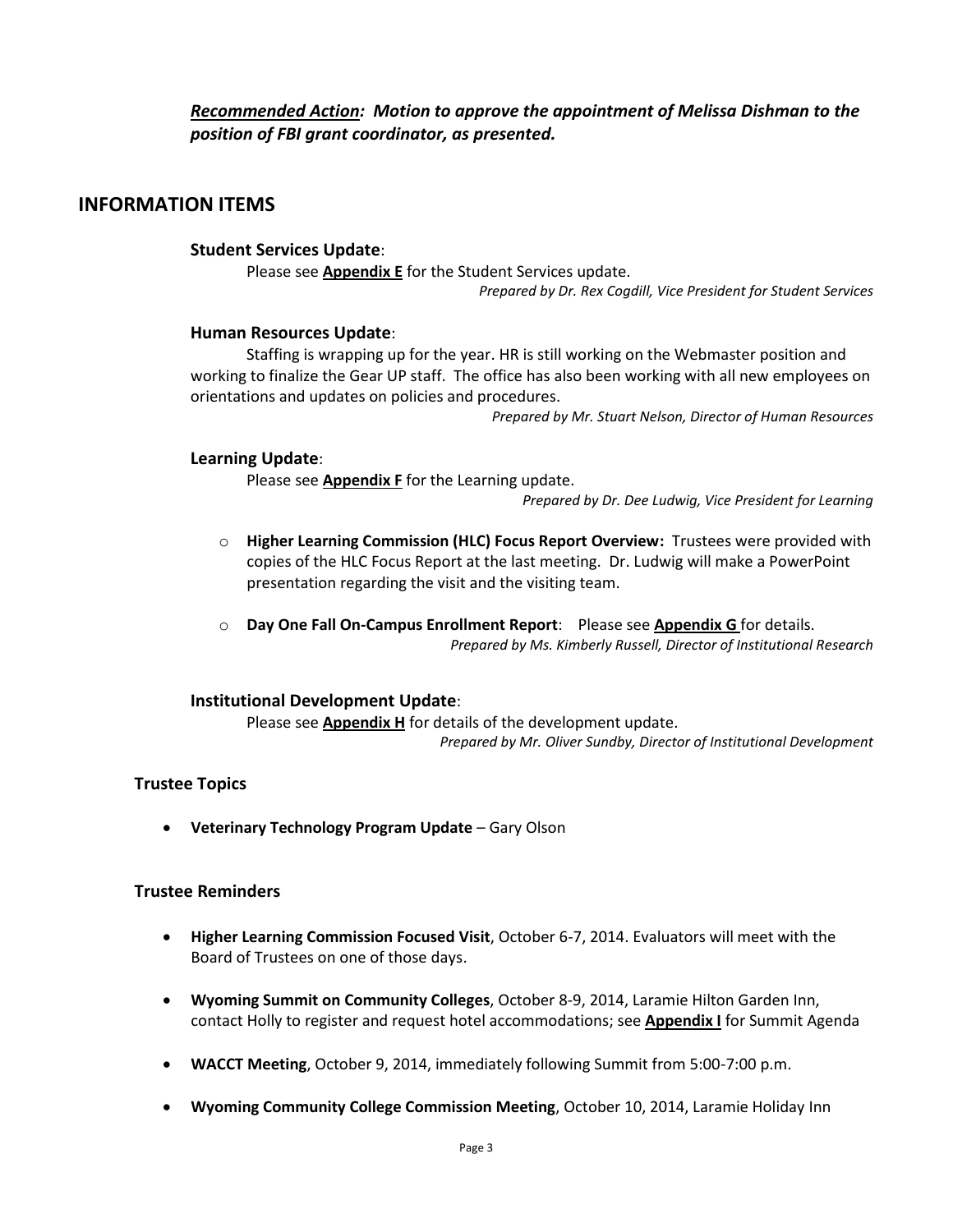***Recommended Action:* Motion to approve the appointment of Melissa Dishman to the position of FBI grant coordinator, as presented.**

## INFORMATION ITEMS

### Student Services Update:

Please see **Appendix E** for the Student Services update.

*Prepared by Dr. Rex Cogdill, Vice President for Student Services*

### Human Resources Update:

Staffing is wrapping up for the year. HR is still working on the Webmaster position and working to finalize the Gear UP staff. The office has also been working with all new employees on orientations and updates on policies and procedures.

*Prepared by Mr. Stuart Nelson, Director of Human Resources*

### Learning Update:

Please see **Appendix F** for the Learning update.

*Prepared by Dr. Dee Ludwig, Vice President for Learning*

- **Higher Learning Commission (HLC) Focus Report Overview:** Trustees were provided with copies of the HLC Focus Report at the last meeting. Dr. Ludwig will make a PowerPoint presentation regarding the visit and the visiting team.
- **Day One Fall On-Campus Enrollment Report**: Please see **Appendix G** for details.

  *Prepared by Ms. Kimberly Russell, Director of Institutional Research*

### Institutional Development Update:

Please see **Appendix H** for details of the development update.

*Prepared by Mr. Oliver Sundby, Director of Institutional Development*

### Trustee Topics

- **Veterinary Technology Program Update** – Gary Olson

### Trustee Reminders

- **Higher Learning Commission Focused Visit**, October 6-7, 2014. Evaluators will meet with the Board of Trustees on one of those days.
- **Wyoming Summit on Community Colleges**, October 8-9, 2014, Laramie Hilton Garden Inn, contact Holly to register and request hotel accommodations; see **Appendix I** for Summit Agenda
- **WACCT Meeting**, October 9, 2014, immediately following Summit from 5:00-7:00 p.m.
- **Wyoming Community College Commission Meeting**, October 10, 2014, Laramie Holiday Inn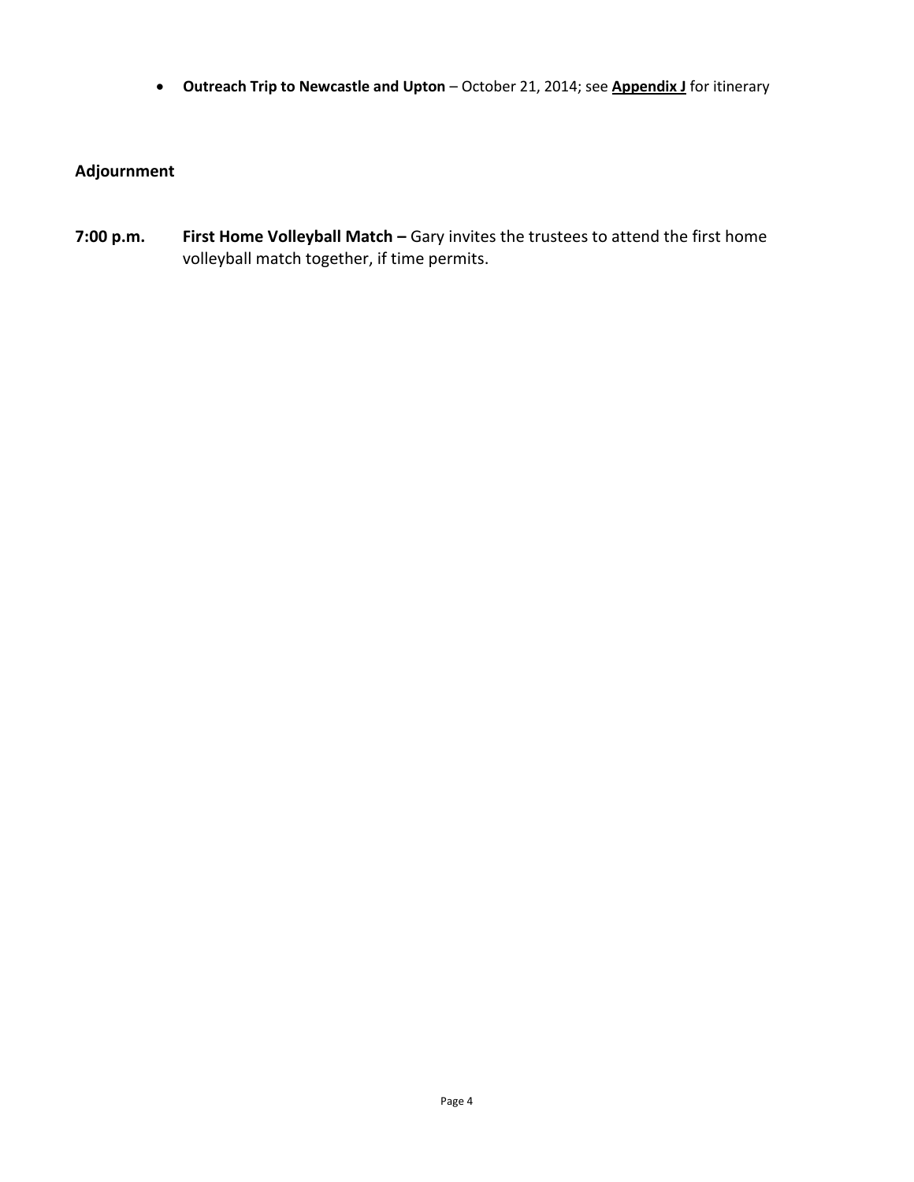- **Outreach Trip to Newcastle and Upton** – October 21, 2014; see **Appendix J** for itinerary

## Adjournment

**7:00 p.m.** **First Home Volleyball Match –** Gary invites the trustees to attend the first home volleyball match together, if time permits.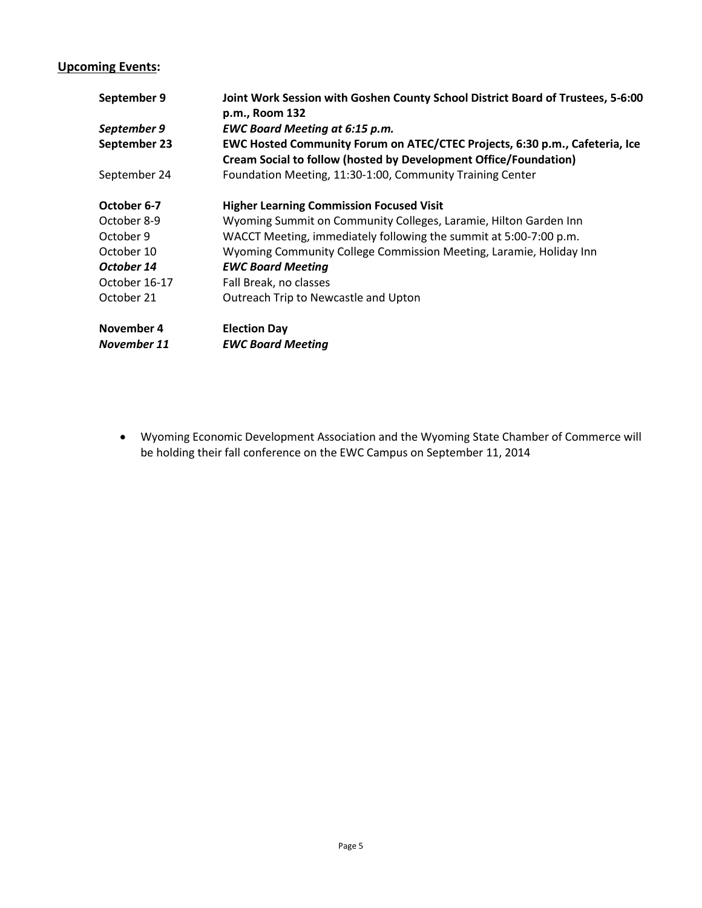**Upcoming Events:**

| | |
|---|---|
| **September 9** | **Joint Work Session with Goshen County School District Board of Trustees, 5-6:00 p.m., Room 132** |
| ***September 9*** | ***EWC Board Meeting at 6:15 p.m.*** |
| **September 23** | **EWC Hosted Community Forum on ATEC/CTEC Projects, 6:30 p.m., Cafeteria, Ice Cream Social to follow (hosted by Development Office/Foundation)** |
| September 24 | Foundation Meeting, 11:30-1:00, Community Training Center |
| **October 6-7** | **Higher Learning Commission Focused Visit** |
| October 8-9 | Wyoming Summit on Community Colleges, Laramie, Hilton Garden Inn |
| October 9 | WACCT Meeting, immediately following the summit at 5:00-7:00 p.m. |
| October 10 | Wyoming Community College Commission Meeting, Laramie, Holiday Inn |
| ***October 14*** | ***EWC Board Meeting*** |
| October 16-17 | Fall Break, no classes |
| October 21 | Outreach Trip to Newcastle and Upton |
| **November 4** | **Election Day** |
| ***November 11*** | ***EWC Board Meeting*** |

- Wyoming Economic Development Association and the Wyoming State Chamber of Commerce will be holding their fall conference on the EWC Campus on September 11, 2014